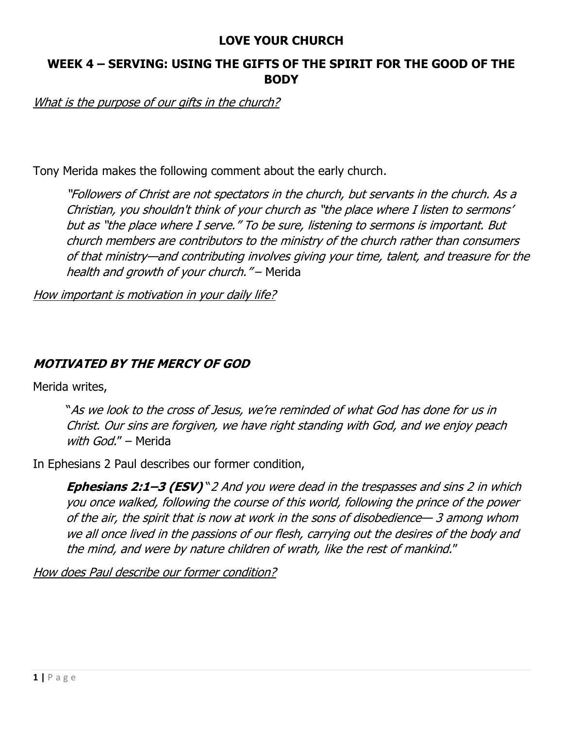# LOVE YOUR CHURCH

## WEEK 4 – SERVING: USING THE GIFTS OF THE SPIRIT FOR THE GOOD OF THE BODY

*What is the purpose of our gifts in the church?*

Tony Merida makes the following comment about the early church.

> *"Followers of Christ are not spectators in the church, but servants in the church. As a Christian, you shouldn't think of your church as "the place where I listen to sermons' but as "the place where I serve." To be sure, listening to sermons is important. But church members are contributors to the ministry of the church rather than consumers of that ministry—and contributing involves giving your time, talent, and treasure for the health and growth of your church."* – Merida

*How important is motivation in your daily life?*

### *MOTIVATED BY THE MERCY OF GOD*

Merida writes,

> "*As we look to the cross of Jesus, we're reminded of what God has done for us in Christ. Our sins are forgiven, we have right standing with God, and we enjoy peach with God.*" – Merida

In Ephesians 2 Paul describes our former condition,

> ***Ephesians 2:1–3 (ESV)*** "*2 And you were dead in the trespasses and sins 2 in which you once walked, following the course of this world, following the prince of the power of the air, the spirit that is now at work in the sons of disobedience— 3 among whom we all once lived in the passions of our flesh, carrying out the desires of the body and the mind, and were by nature children of wrath, like the rest of mankind.*"

*How does Paul describe our former condition?*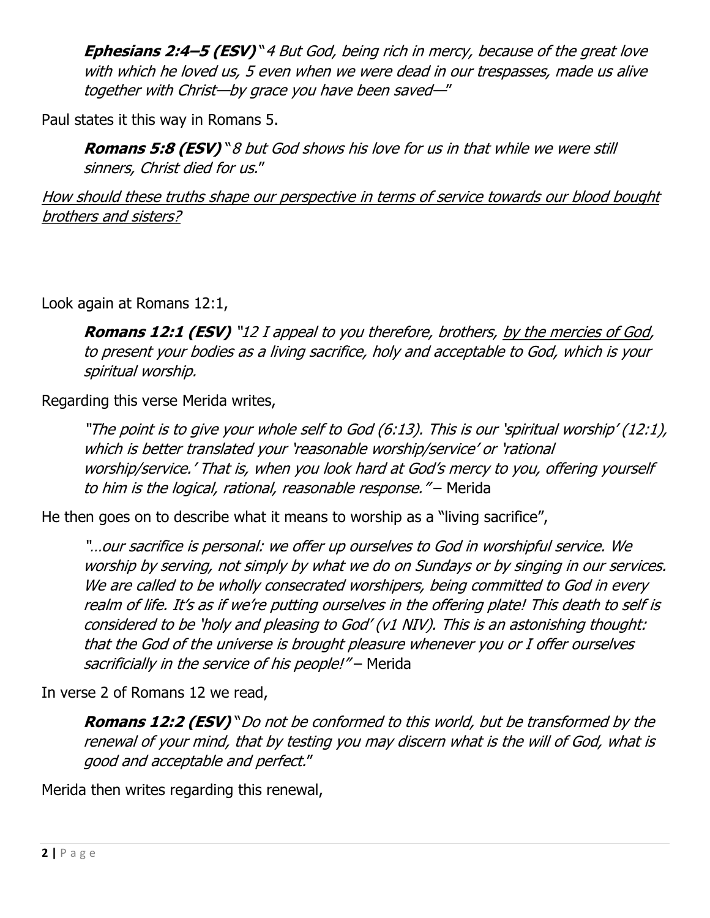> ***Ephesians 2:4–5 (ESV)*** *"4 But God, being rich in mercy, because of the great love with which he loved us, 5 even when we were dead in our trespasses, made us alive together with Christ—by grace you have been saved—"*

Paul states it this way in Romans 5.

> ***Romans 5:8 (ESV)*** *"8 but God shows his love for us in that while we were still sinners, Christ died for us."*

<u>*How should these truths shape our perspective in terms of service towards our blood bought brothers and sisters?*</u>

Look again at Romans 12:1,

> ***Romans 12:1 (ESV)*** *"12 I appeal to you therefore, brothers, <u>by the mercies of God</u>, to present your bodies as a living sacrifice, holy and acceptable to God, which is your spiritual worship.*

Regarding this verse Merida writes,

> *"The point is to give your whole self to God (6:13). This is our 'spiritual worship' (12:1), which is better translated your 'reasonable worship/service' or 'rational worship/service.' That is, when you look hard at God's mercy to you, offering yourself to him is the logical, rational, reasonable response."* – Merida

He then goes on to describe what it means to worship as a "living sacrifice",

> *"…our sacrifice is personal: we offer up ourselves to God in worshipful service. We worship by serving, not simply by what we do on Sundays or by singing in our services. We are called to be wholly consecrated worshipers, being committed to God in every realm of life. It's as if we're putting ourselves in the offering plate! This death to self is considered to be 'holy and pleasing to God' (v1 NIV). This is an astonishing thought: that the God of the universe is brought pleasure whenever you or I offer ourselves sacrificially in the service of his people!"* – Merida

In verse 2 of Romans 12 we read,

> ***Romans 12:2 (ESV)*** *"Do not be conformed to this world, but be transformed by the renewal of your mind, that by testing you may discern what is the will of God, what is good and acceptable and perfect."*

Merida then writes regarding this renewal,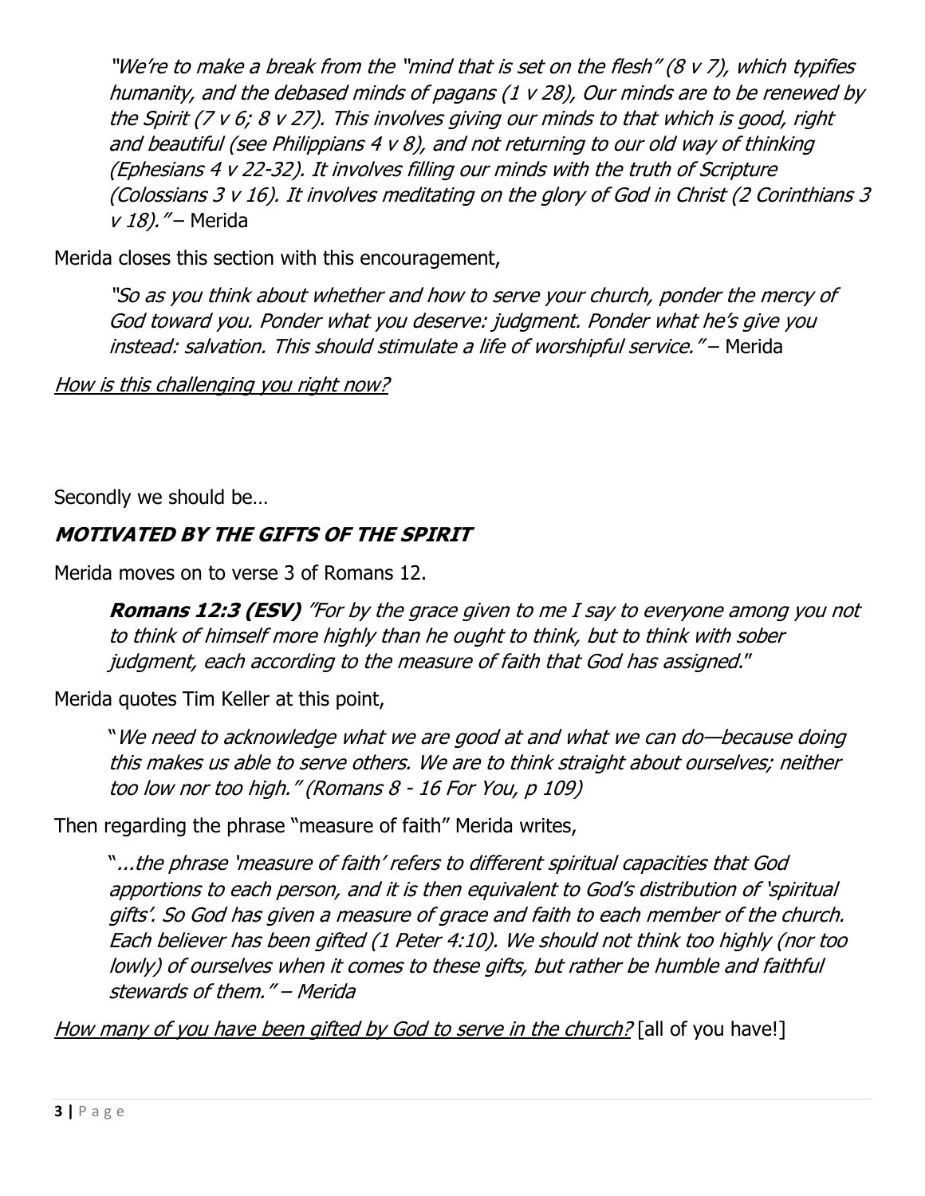> *"We're to make a break from the "mind that is set on the flesh" (8 v 7), which typifies humanity, and the debased minds of pagans (1 v 28), Our minds are to be renewed by the Spirit (7 v 6; 8 v 27). This involves giving our minds to that which is good, right and beautiful (see Philippians 4 v 8), and not returning to our old way of thinking (Ephesians 4 v 22-32). It involves filling our minds with the truth of Scripture (Colossians 3 v 16). It involves meditating on the glory of God in Christ (2 Corinthians 3 v 18)."* – Merida

Merida closes this section with this encouragement,

> *"So as you think about whether and how to serve your church, ponder the mercy of God toward you. Ponder what you deserve: judgment. Ponder what he's give you instead: salvation. This should stimulate a life of worshipful service."* – Merida

<u>*How is this challenging you right now?*</u>

Secondly we should be…

### ***MOTIVATED BY THE GIFTS OF THE SPIRIT***

Merida moves on to verse 3 of Romans 12.

> ***Romans 12:3 (ESV)*** *"For by the grace given to me I say to everyone among you not to think of himself more highly than he ought to think, but to think with sober judgment, each according to the measure of faith that God has assigned."*

Merida quotes Tim Keller at this point,

> "*We need to acknowledge what we are good at and what we can do—because doing this makes us able to serve others. We are to think straight about ourselves; neither too low nor too high." (Romans 8 - 16 For You, p 109)*

Then regarding the phrase "measure of faith" Merida writes,

> "*...the phrase 'measure of faith' refers to different spiritual capacities that God apportions to each person, and it is then equivalent to God's distribution of 'spiritual gifts'. So God has given a measure of grace and faith to each member of the church. Each believer has been gifted (1 Peter 4:10). We should not think too highly (nor too lowly) of ourselves when it comes to these gifts, but rather be humble and faithful stewards of them." – Merida*

<u>*How many of you have been gifted by God to serve in the church?*</u> [all of you have!]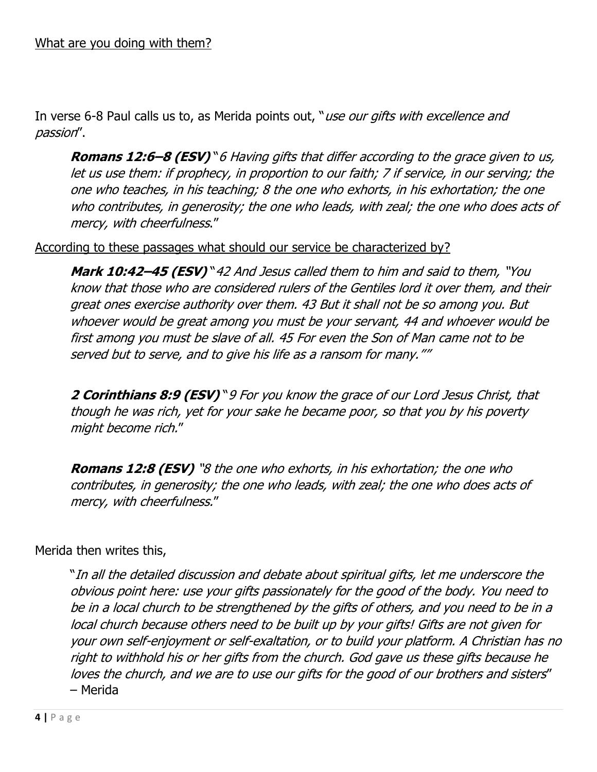What are you doing with them?

In verse 6-8 Paul calls us to, as Merida points out, "*use our gifts with excellence and passion*".

> ***Romans 12:6–8 (ESV)*** "*6 Having gifts that differ according to the grace given to us, let us use them: if prophecy, in proportion to our faith; 7 if service, in our serving; the one who teaches, in his teaching; 8 the one who exhorts, in his exhortation; the one who contributes, in generosity; the one who leads, with zeal; the one who does acts of mercy, with cheerfulness.*"

According to these passages what should our service be characterized by?

> ***Mark 10:42–45 (ESV)*** "*42 And Jesus called them to him and said to them, "You know that those who are considered rulers of the Gentiles lord it over them, and their great ones exercise authority over them. 43 But it shall not be so among you. But whoever would be great among you must be your servant, 44 and whoever would be first among you must be slave of all. 45 For even the Son of Man came not to be served but to serve, and to give his life as a ransom for many.""*
>
> ***2 Corinthians 8:9 (ESV)*** "*9 For you know the grace of our Lord Jesus Christ, that though he was rich, yet for your sake he became poor, so that you by his poverty might become rich.*"
>
> ***Romans 12:8 (ESV)*** "*8 the one who exhorts, in his exhortation; the one who contributes, in generosity; the one who leads, with zeal; the one who does acts of mercy, with cheerfulness.*"

Merida then writes this,

> "*In all the detailed discussion and debate about spiritual gifts, let me underscore the obvious point here: use your gifts passionately for the good of the body. You need to be in a local church to be strengthened by the gifts of others, and you need to be in a local church because others need to be built up by your gifts! Gifts are not given for your own self-enjoyment or self-exaltation, or to build your platform. A Christian has no right to withhold his or her gifts from the church. God gave us these gifts because he loves the church, and we are to use our gifts for the good of our brothers and sisters*" – Merida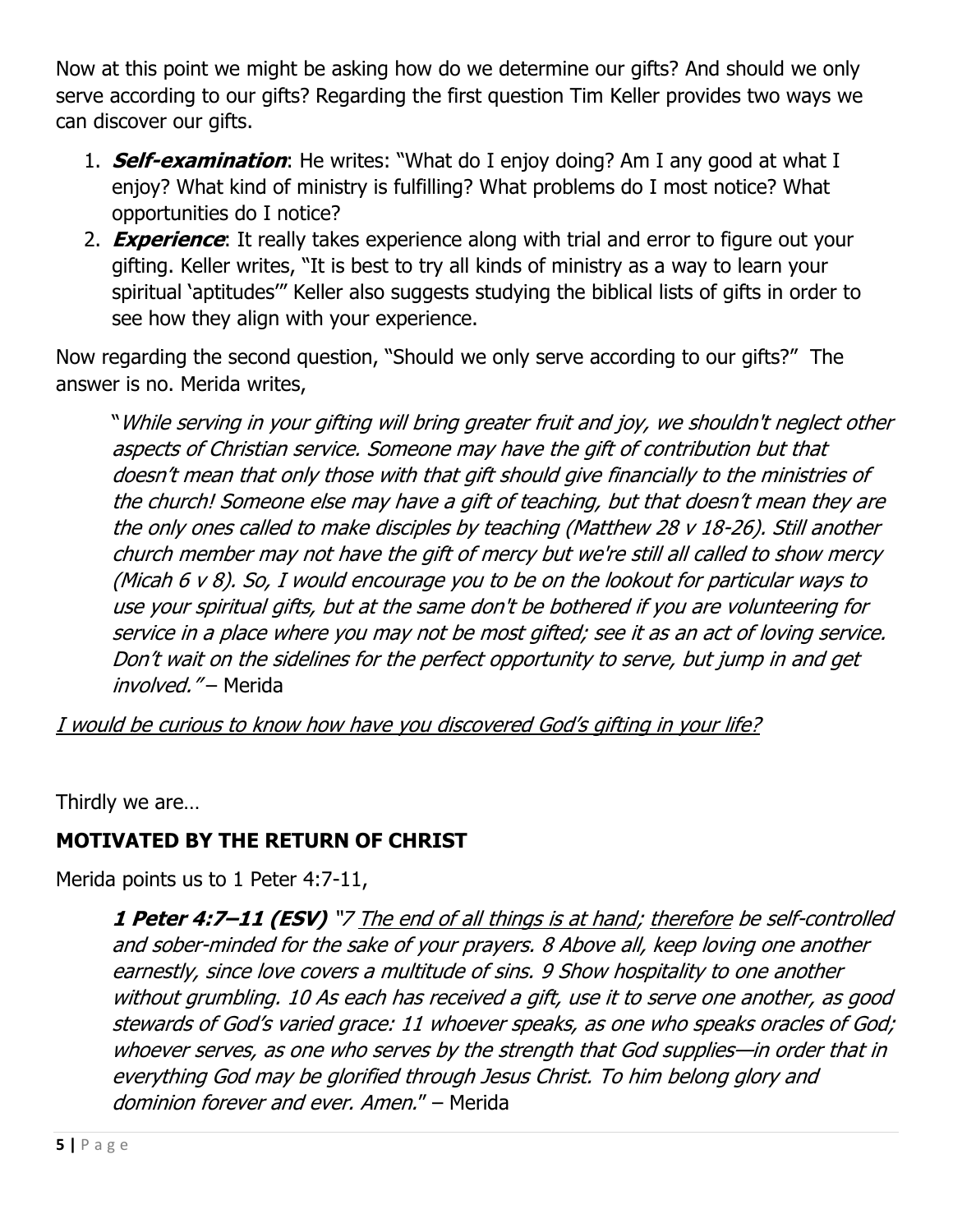Now at this point we might be asking how do we determine our gifts? And should we only serve according to our gifts? Regarding the first question Tim Keller provides two ways we can discover our gifts.

1. ***Self-examination***: He writes: "What do I enjoy doing? Am I any good at what I enjoy? What kind of ministry is fulfilling? What problems do I most notice? What opportunities do I notice?
2. ***Experience***: It really takes experience along with trial and error to figure out your gifting. Keller writes, "It is best to try all kinds of ministry as a way to learn your spiritual 'aptitudes'" Keller also suggests studying the biblical lists of gifts in order to see how they align with your experience.

Now regarding the second question, "Should we only serve according to our gifts?" The answer is no. Merida writes,

> "*While serving in your gifting will bring greater fruit and joy, we shouldn't neglect other aspects of Christian service. Someone may have the gift of contribution but that doesn't mean that only those with that gift should give financially to the ministries of the church! Someone else may have a gift of teaching, but that doesn't mean they are the only ones called to make disciples by teaching (Matthew 28 v 18-26). Still another church member may not have the gift of mercy but we're still all called to show mercy (Micah 6 v 8). So, I would encourage you to be on the lookout for particular ways to use your spiritual gifts, but at the same don't be bothered if you are volunteering for service in a place where you may not be most gifted; see it as an act of loving service. Don't wait on the sidelines for the perfect opportunity to serve, but jump in and get involved."* – Merida

<u>*I would be curious to know how have you discovered God's gifting in your life?*</u>

Thirdly we are…

**MOTIVATED BY THE RETURN OF CHRIST**

Merida points us to 1 Peter 4:7-11,

> ***1 Peter 4:7–11 (ESV)*** *"7 <u>The end of all things is at hand</u>; <u>therefore</u> be self-controlled and sober-minded for the sake of your prayers. 8 Above all, keep loving one another earnestly, since love covers a multitude of sins. 9 Show hospitality to one another without grumbling. 10 As each has received a gift, use it to serve one another, as good stewards of God's varied grace: 11 whoever speaks, as one who speaks oracles of God; whoever serves, as one who serves by the strength that God supplies—in order that in everything God may be glorified through Jesus Christ. To him belong glory and dominion forever and ever. Amen."* – Merida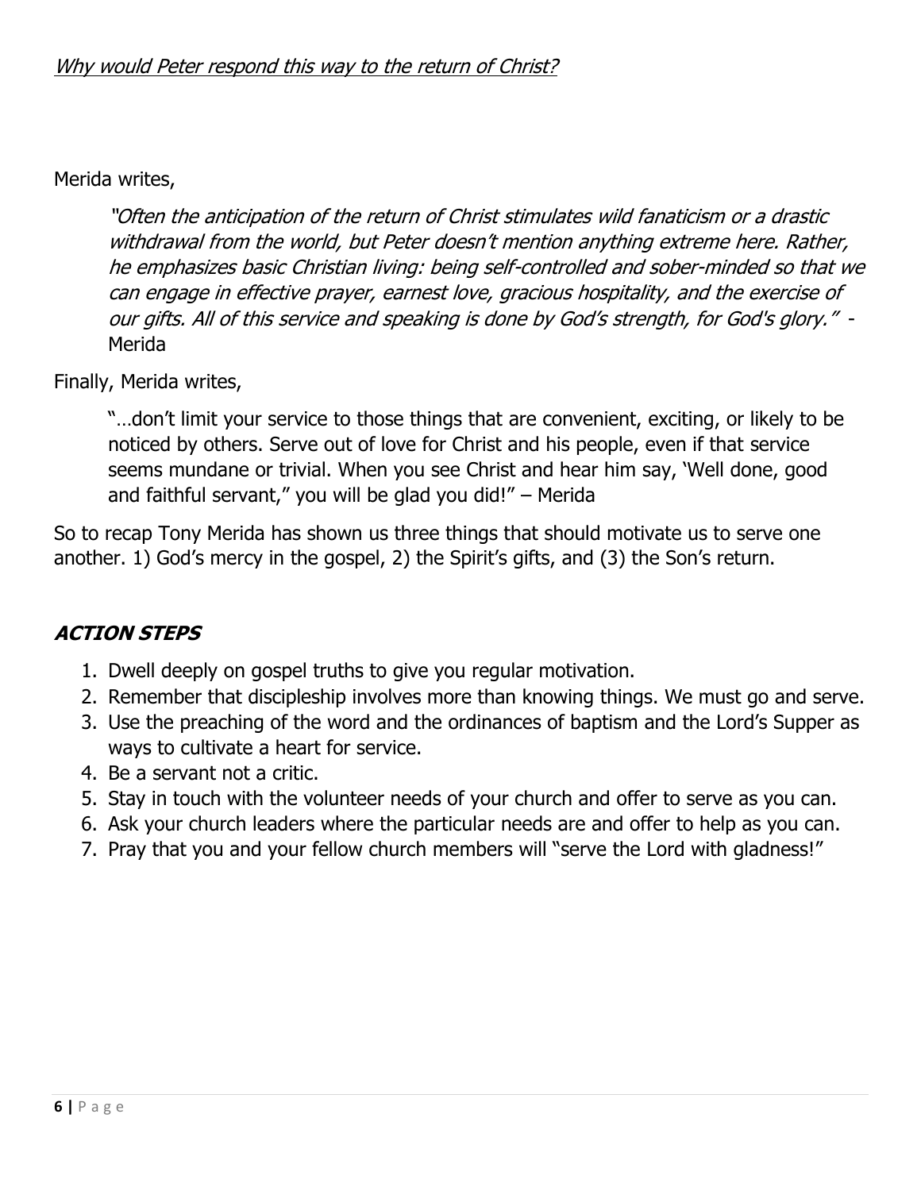*Why would Peter respond this way to the return of Christ?*

Merida writes,

> *"Often the anticipation of the return of Christ stimulates wild fanaticism or a drastic withdrawal from the world, but Peter doesn't mention anything extreme here. Rather, he emphasizes basic Christian living: being self-controlled and sober-minded so that we can engage in effective prayer, earnest love, gracious hospitality, and the exercise of our gifts. All of this service and speaking is done by God's strength, for God's glory."* - Merida

Finally, Merida writes,

> "…don't limit your service to those things that are convenient, exciting, or likely to be noticed by others. Serve out of love for Christ and his people, even if that service seems mundane or trivial. When you see Christ and hear him say, 'Well done, good and faithful servant," you will be glad you did!" – Merida

So to recap Tony Merida has shown us three things that should motivate us to serve one another. 1) God's mercy in the gospel, 2) the Spirit's gifts, and (3) the Son's return.

## *ACTION STEPS*

1. Dwell deeply on gospel truths to give you regular motivation.
2. Remember that discipleship involves more than knowing things. We must go and serve.
3. Use the preaching of the word and the ordinances of baptism and the Lord's Supper as ways to cultivate a heart for service.
4. Be a servant not a critic.
5. Stay in touch with the volunteer needs of your church and offer to serve as you can.
6. Ask your church leaders where the particular needs are and offer to help as you can.
7. Pray that you and your fellow church members will "serve the Lord with gladness!"